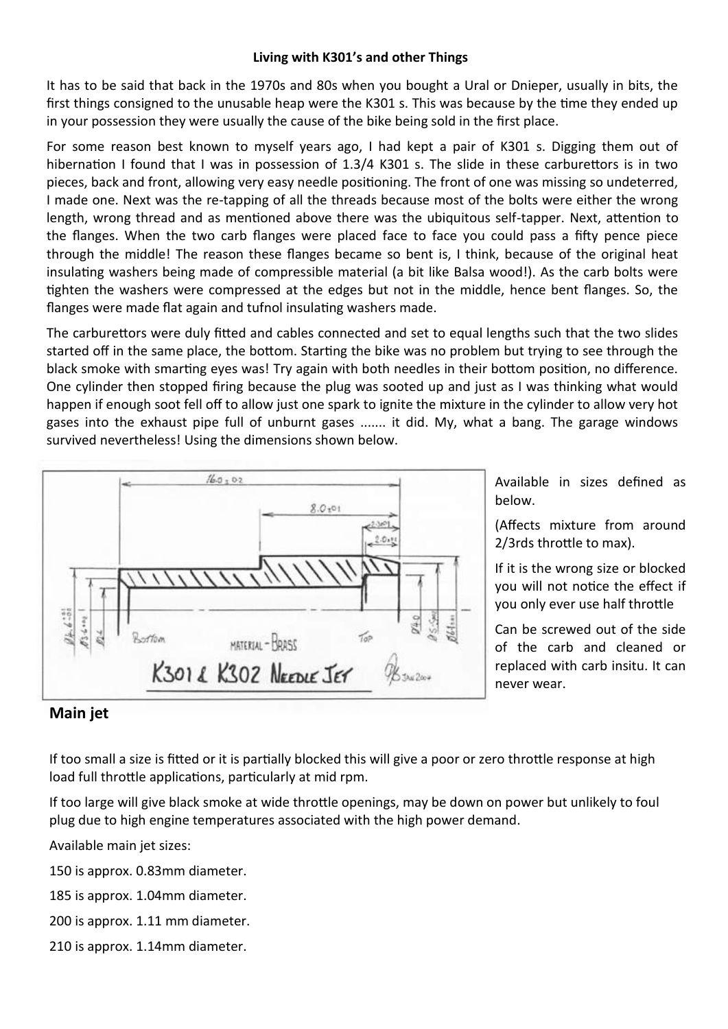**Living with K301's and other Things**

It has to be said that back in the 1970s and 80s when you bought a Ural or Dnieper, usually in bits, the first things consigned to the unusable heap were the K301 s. This was because by the time they ended up in your possession they were usually the cause of the bike being sold in the first place.

For some reason best known to myself years ago, I had kept a pair of K301 s. Digging them out of hibernation I found that I was in possession of 1.3/4 K301 s. The slide in these carburettors is in two pieces, back and front, allowing very easy needle positioning. The front of one was missing so undeterred, I made one. Next was the re-tapping of all the threads because most of the bolts were either the wrong length, wrong thread and as mentioned above there was the ubiquitous self-tapper. Next, attention to the flanges. When the two carb flanges were placed face to face you could pass a fifty pence piece through the middle! The reason these flanges became so bent is, I think, because of the original heat insulating washers being made of compressible material (a bit like Balsa wood!). As the carb bolts were tighten the washers were compressed at the edges but not in the middle, hence bent flanges. So, the flanges were made flat again and tufnol insulating washers made.

The carburettors were duly fitted and cables connected and set to equal lengths such that the two slides started off in the same place, the bottom. Starting the bike was no problem but trying to see through the black smoke with smarting eyes was! Try again with both needles in their bottom position, no difference. One cylinder then stopped firing because the plug was sooted up and just as I was thinking what would happen if enough soot fell off to allow just one spark to ignite the mixture in the cylinder to allow very hot gases into the exhaust pipe full of unburnt gases ....... it did. My, what a bang. The garage windows survived nevertheless! Using the dimensions shown below.

K301 & K302 NEEDLE JET

Available in sizes defined as below.

(Affects mixture from around 2/3rds throttle to max).

If it is the wrong size or blocked you will not notice the effect if you only ever use half throttle

Can be screwed out of the side of the carb and cleaned or replaced with carb insitu. It can never wear.

## Main jet

If too small a size is fitted or it is partially blocked this will give a poor or zero throttle response at high load full throttle applications, particularly at mid rpm.

If too large will give black smoke at wide throttle openings, may be down on power but unlikely to foul plug due to high engine temperatures associated with the high power demand.

Available main jet sizes:

150 is approx. 0.83mm diameter.

185 is approx. 1.04mm diameter.

200 is approx. 1.11 mm diameter.

210 is approx. 1.14mm diameter.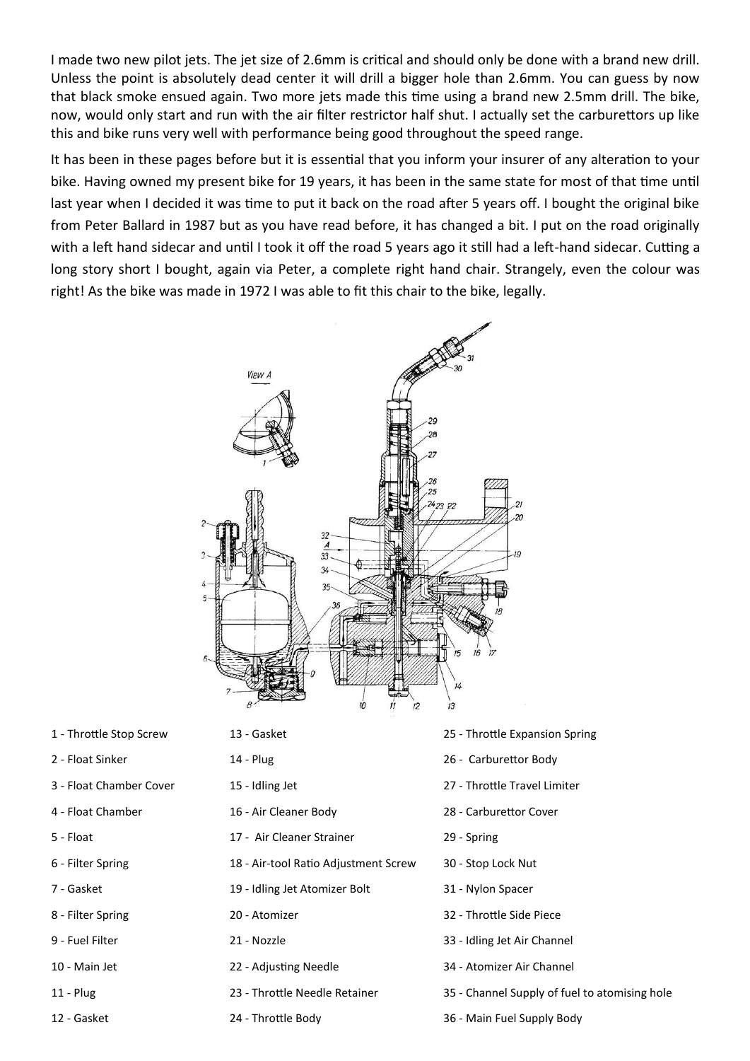I made two new pilot jets. The jet size of 2.6mm is critical and should only be done with a brand new drill. Unless the point is absolutely dead center it will drill a bigger hole than 2.6mm. You can guess by now that black smoke ensued again. Two more jets made this time using a brand new 2.5mm drill. The bike, now, would only start and run with the air filter restrictor half shut. I actually set the carburettors up like this and bike runs very well with performance being good throughout the speed range.

It has been in these pages before but it is essential that you inform your insurer of any alteration to your bike. Having owned my present bike for 19 years, it has been in the same state for most of that time until last year when I decided it was time to put it back on the road after 5 years off. I bought the original bike from Peter Ballard in 1987 but as you have read before, it has changed a bit. I put on the road originally with a left hand sidecar and until I took it off the road 5 years ago it still had a left-hand sidecar. Cutting a long story short I bought, again via Peter, a complete right hand chair. Strangely, even the colour was right! As the bike was made in 1972 I was able to fit this chair to the bike, legally.

1 - Throttle Stop Screw
2 - Float Sinker
3 - Float Chamber Cover
4 - Float Chamber
5 - Float
6 - Filter Spring
7 - Gasket
8 - Filter Spring
9 - Fuel Filter
10 - Main Jet
11 - Plug
12 - Gasket
13 - Gasket
14 - Plug
15 - Idling Jet
16 - Air Cleaner Body
17 - Air Cleaner Strainer
18 - Air-tool Ratio Adjustment Screw
19 - Idling Jet Atomizer Bolt
20 - Atomizer
21 - Nozzle
22 - Adjusting Needle
23 - Throttle Needle Retainer
24 - Throttle Body
25 - Throttle Expansion Spring
26 - Carburettor Body
27 - Throttle Travel Limiter
28 - Carburettor Cover
29 - Spring
30 - Stop Lock Nut
31 - Nylon Spacer
32 - Throttle Side Piece
33 - Idling Jet Air Channel
34 - Atomizer Air Channel
35 - Channel Supply of fuel to atomising hole
36 - Main Fuel Supply Body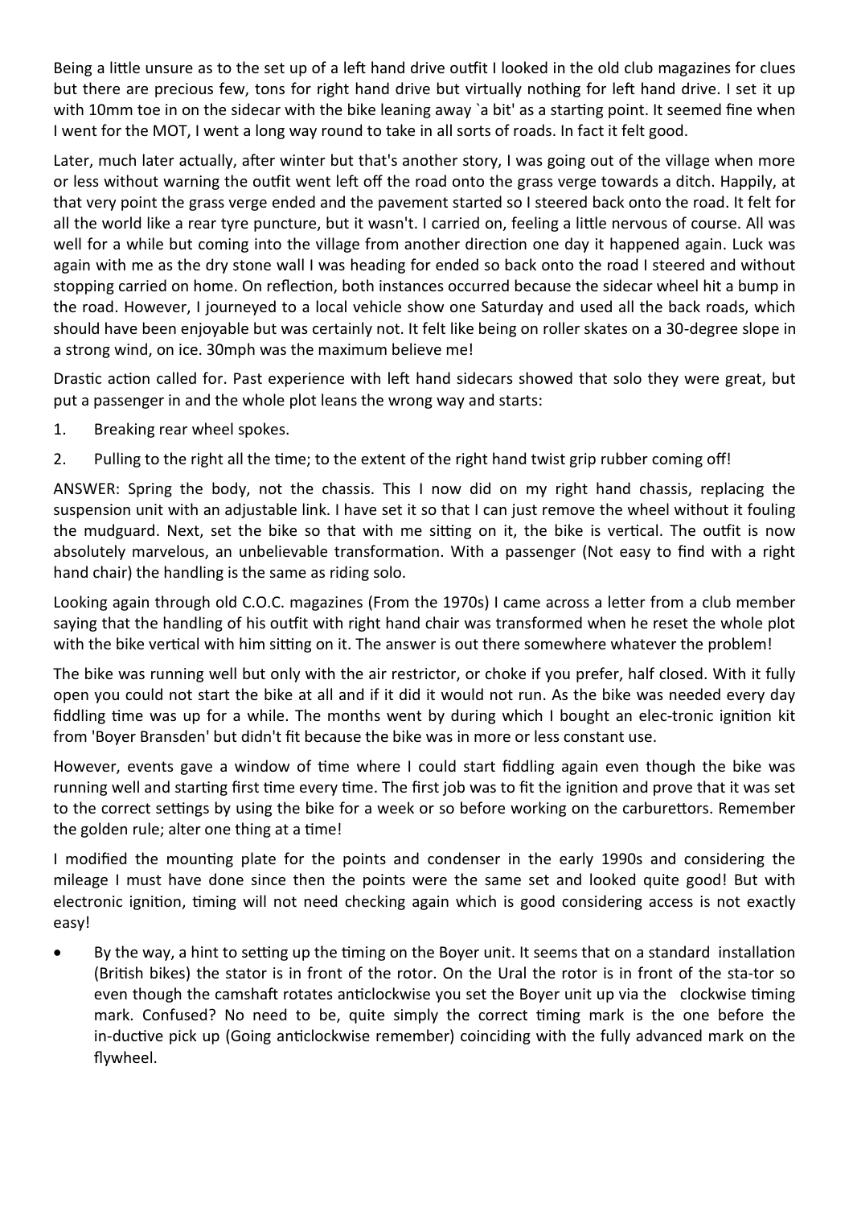Being a little unsure as to the set up of a left hand drive outfit I looked in the old club magazines for clues but there are precious few, tons for right hand drive but virtually nothing for left hand drive. I set it up with 10mm toe in on the sidecar with the bike leaning away `a bit' as a starting point. It seemed fine when I went for the MOT, I went a long way round to take in all sorts of roads. In fact it felt good.

Later, much later actually, after winter but that's another story, I was going out of the village when more or less without warning the outfit went left off the road onto the grass verge towards a ditch. Happily, at that very point the grass verge ended and the pavement started so I steered back onto the road. It felt for all the world like a rear tyre puncture, but it wasn't. I carried on, feeling a little nervous of course. All was well for a while but coming into the village from another direction one day it happened again. Luck was again with me as the dry stone wall I was heading for ended so back onto the road I steered and without stopping carried on home. On reflection, both instances occurred because the sidecar wheel hit a bump in the road. However, I journeyed to a local vehicle show one Saturday and used all the back roads, which should have been enjoyable but was certainly not. It felt like being on roller skates on a 30-degree slope in a strong wind, on ice. 30mph was the maximum believe me!

Drastic action called for. Past experience with left hand sidecars showed that solo they were great, but put a passenger in and the whole plot leans the wrong way and starts:

1. Breaking rear wheel spokes.
2. Pulling to the right all the time; to the extent of the right hand twist grip rubber coming off!

ANSWER: Spring the body, not the chassis. This I now did on my right hand chassis, replacing the suspension unit with an adjustable link. I have set it so that I can just remove the wheel without it fouling the mudguard. Next, set the bike so that with me sitting on it, the bike is vertical. The outfit is now absolutely marvelous, an unbelievable transformation. With a passenger (Not easy to find with a right hand chair) the handling is the same as riding solo.

Looking again through old C.O.C. magazines (From the 1970s) I came across a letter from a club member saying that the handling of his outfit with right hand chair was transformed when he reset the whole plot with the bike vertical with him sitting on it. The answer is out there somewhere whatever the problem!

The bike was running well but only with the air restrictor, or choke if you prefer, half closed. With it fully open you could not start the bike at all and if it did it would not run. As the bike was needed every day fiddling time was up for a while. The months went by during which I bought an elec-tronic ignition kit from 'Boyer Bransden' but didn't fit because the bike was in more or less constant use.

However, events gave a window of time where I could start fiddling again even though the bike was running well and starting first time every time. The first job was to fit the ignition and prove that it was set to the correct settings by using the bike for a week or so before working on the carburettors. Remember the golden rule; alter one thing at a time!

I modified the mounting plate for the points and condenser in the early 1990s and considering the mileage I must have done since then the points were the same set and looked quite good! But with electronic ignition, timing will not need checking again which is good considering access is not exactly easy!

- By the way, a hint to setting up the timing on the Boyer unit. It seems that on a standard installation (British bikes) the stator is in front of the rotor. On the Ural the rotor is in front of the sta-tor so even though the camshaft rotates anticlockwise you set the Boyer unit up via the clockwise timing mark. Confused? No need to be, quite simply the correct timing mark is the one before the in-ductive pick up (Going anticlockwise remember) coinciding with the fully advanced mark on the flywheel.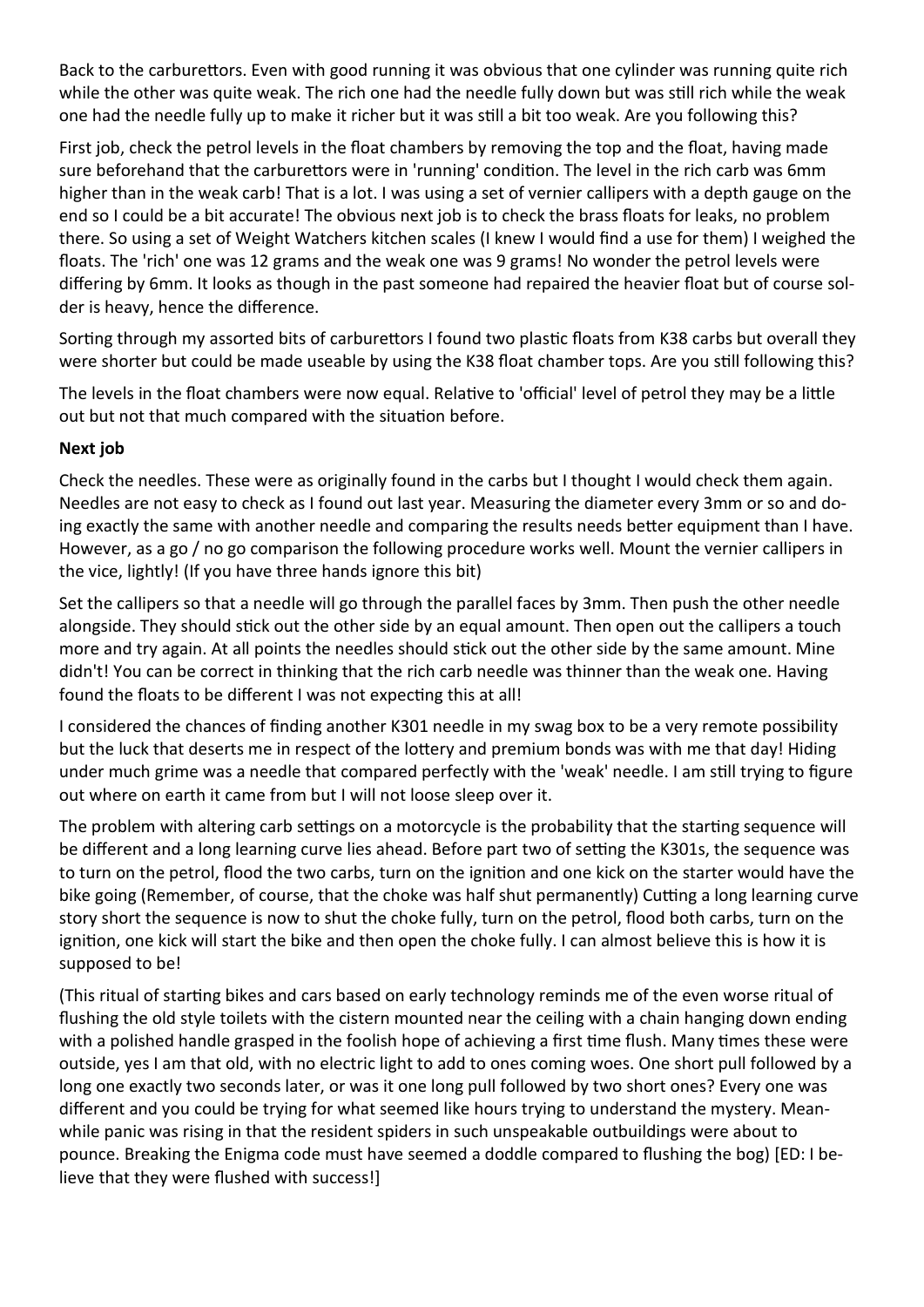Back to the carburettors. Even with good running it was obvious that one cylinder was running quite rich while the other was quite weak. The rich one had the needle fully down but was still rich while the weak one had the needle fully up to make it richer but it was still a bit too weak. Are you following this?

First job, check the petrol levels in the float chambers by removing the top and the float, having made sure beforehand that the carburettors were in 'running' condition. The level in the rich carb was 6mm higher than in the weak carb! That is a lot. I was using a set of vernier callipers with a depth gauge on the end so I could be a bit accurate! The obvious next job is to check the brass floats for leaks, no problem there. So using a set of Weight Watchers kitchen scales (I knew I would find a use for them) I weighed the floats. The 'rich' one was 12 grams and the weak one was 9 grams! No wonder the petrol levels were differing by 6mm. It looks as though in the past someone had repaired the heavier float but of course solder is heavy, hence the difference.

Sorting through my assorted bits of carburettors I found two plastic floats from K38 carbs but overall they were shorter but could be made useable by using the K38 float chamber tops. Are you still following this?

The levels in the float chambers were now equal. Relative to 'official' level of petrol they may be a little out but not that much compared with the situation before.

**Next job**

Check the needles. These were as originally found in the carbs but I thought I would check them again. Needles are not easy to check as I found out last year. Measuring the diameter every 3mm or so and doing exactly the same with another needle and comparing the results needs better equipment than I have. However, as a go / no go comparison the following procedure works well. Mount the vernier callipers in the vice, lightly! (If you have three hands ignore this bit)

Set the callipers so that a needle will go through the parallel faces by 3mm. Then push the other needle alongside. They should stick out the other side by an equal amount. Then open out the callipers a touch more and try again. At all points the needles should stick out the other side by the same amount. Mine didn't! You can be correct in thinking that the rich carb needle was thinner than the weak one. Having found the floats to be different I was not expecting this at all!

I considered the chances of finding another K301 needle in my swag box to be a very remote possibility but the luck that deserts me in respect of the lottery and premium bonds was with me that day! Hiding under much grime was a needle that compared perfectly with the 'weak' needle. I am still trying to figure out where on earth it came from but I will not loose sleep over it.

The problem with altering carb settings on a motorcycle is the probability that the starting sequence will be different and a long learning curve lies ahead. Before part two of setting the K301s, the sequence was to turn on the petrol, flood the two carbs, turn on the ignition and one kick on the starter would have the bike going (Remember, of course, that the choke was half shut permanently) Cutting a long learning curve story short the sequence is now to shut the choke fully, turn on the petrol, flood both carbs, turn on the ignition, one kick will start the bike and then open the choke fully. I can almost believe this is how it is supposed to be!

(This ritual of starting bikes and cars based on early technology reminds me of the even worse ritual of flushing the old style toilets with the cistern mounted near the ceiling with a chain hanging down ending with a polished handle grasped in the foolish hope of achieving a first time flush. Many times these were outside, yes I am that old, with no electric light to add to ones coming woes. One short pull followed by a long one exactly two seconds later, or was it one long pull followed by two short ones? Every one was different and you could be trying for what seemed like hours trying to understand the mystery. Meanwhile panic was rising in that the resident spiders in such unspeakable outbuildings were about to pounce. Breaking the Enigma code must have seemed a doddle compared to flushing the bog) [ED: I believe that they were flushed with success!]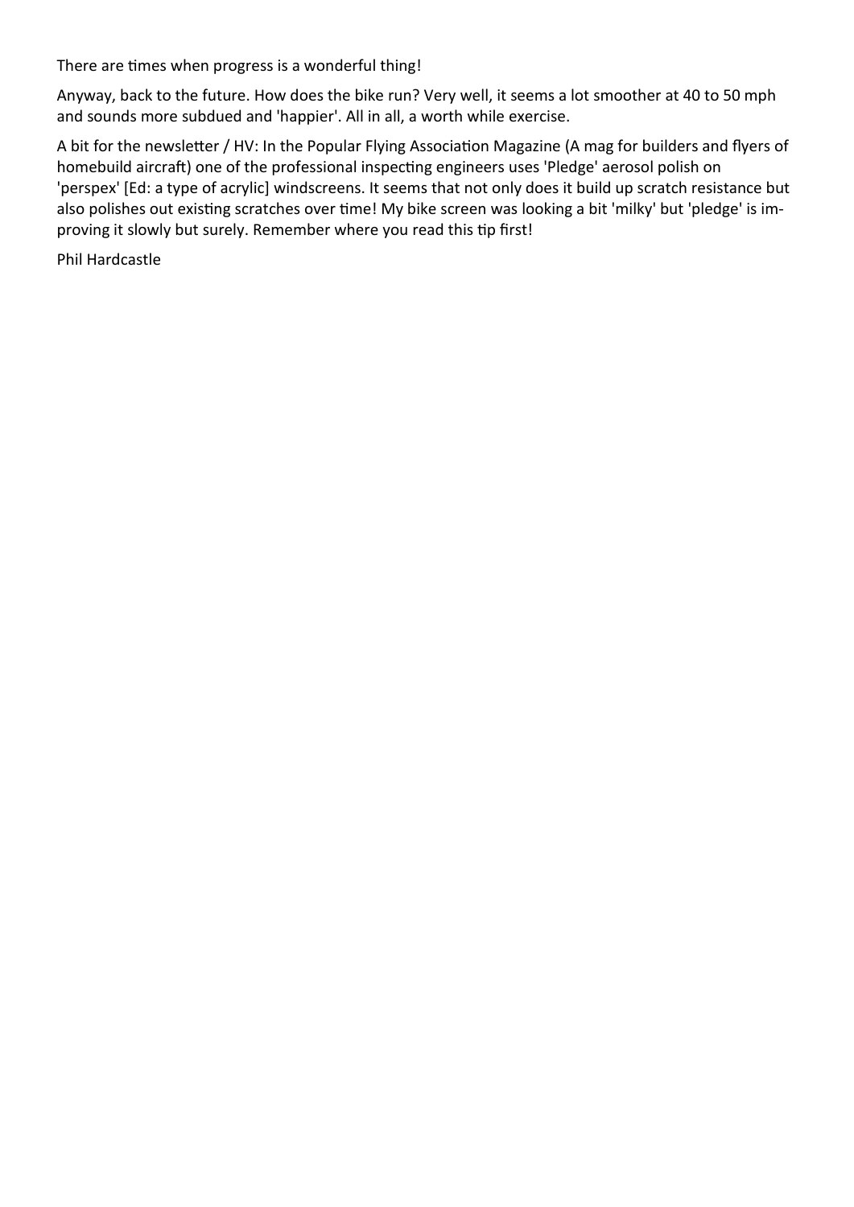There are times when progress is a wonderful thing!

Anyway, back to the future. How does the bike run? Very well, it seems a lot smoother at 40 to 50 mph and sounds more subdued and 'happier'. All in all, a worth while exercise.

A bit for the newsletter / HV: In the Popular Flying Association Magazine (A mag for builders and flyers of homebuild aircraft) one of the professional inspecting engineers uses 'Pledge' aerosol polish on 'perspex' [Ed: a type of acrylic] windscreens. It seems that not only does it build up scratch resistance but also polishes out existing scratches over time! My bike screen was looking a bit 'milky' but 'pledge' is improving it slowly but surely. Remember where you read this tip first!

Phil Hardcastle